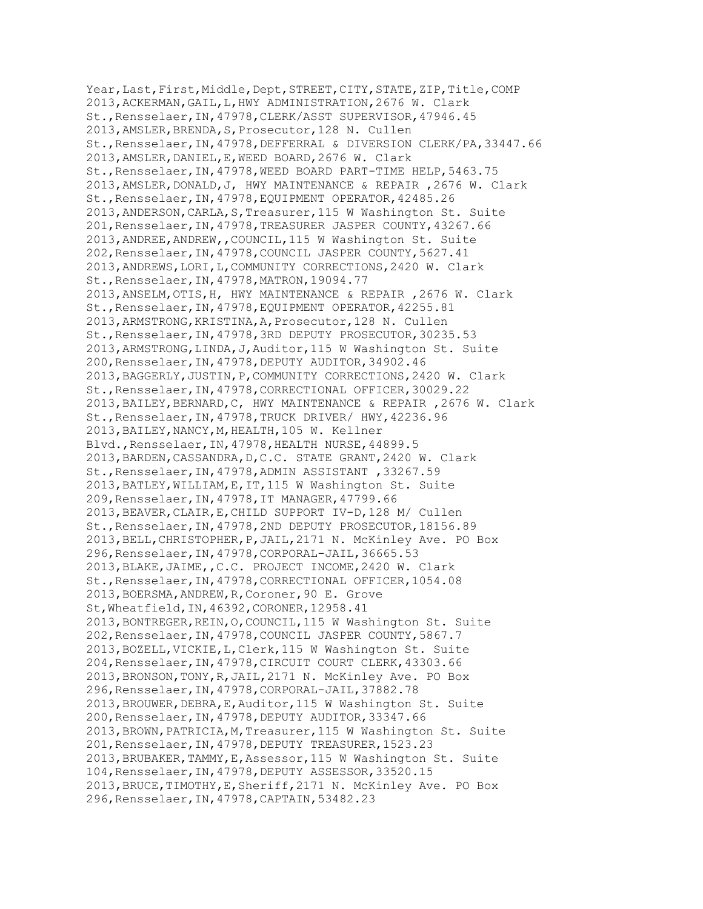Year,Last,First,Middle,Dept,STREET,CITY,STATE,ZIP,Title,COMP
2013,ACKERMAN,GAIL,L,HWY ADMINISTRATION,2676 W. Clark St.,Rensselaer,IN,47978,CLERK/ASST SUPERVISOR,47946.45
2013,AMSLER,BRENDA,S,Prosecutor,128 N. Cullen St.,Rensselaer,IN,47978,DEFFERRAL & DIVERSION CLERK/PA,33447.66
2013,AMSLER,DANIEL,E,WEED BOARD,2676 W. Clark St.,Rensselaer,IN,47978,WEED BOARD PART-TIME HELP,5463.75
2013,AMSLER,DONALD,J, HWY MAINTENANCE & REPAIR ,2676 W. Clark St.,Rensselaer,IN,47978,EQUIPMENT OPERATOR,42485.26
2013,ANDERSON,CARLA,S,Treasurer,115 W Washington St. Suite 201,Rensselaer,IN,47978,TREASURER JASPER COUNTY,43267.66
2013,ANDREE,ANDREW,,COUNCIL,115 W Washington St. Suite 202,Rensselaer,IN,47978,COUNCIL JASPER COUNTY,5627.41
2013,ANDREWS,LORI,L,COMMUNITY CORRECTIONS,2420 W. Clark St.,Rensselaer,IN,47978,MATRON,19094.77
2013,ANSELM,OTIS,H, HWY MAINTENANCE & REPAIR ,2676 W. Clark St.,Rensselaer,IN,47978,EQUIPMENT OPERATOR,42255.81
2013,ARMSTRONG,KRISTINA,A,Prosecutor,128 N. Cullen St.,Rensselaer,IN,47978,3RD DEPUTY PROSECUTOR,30235.53
2013,ARMSTRONG,LINDA,J,Auditor,115 W Washington St. Suite 200,Rensselaer,IN,47978,DEPUTY AUDITOR,34902.46
2013,BAGGERLY,JUSTIN,P,COMMUNITY CORRECTIONS,2420 W. Clark St.,Rensselaer,IN,47978,CORRECTIONAL OFFICER,30029.22
2013,BAILEY,BERNARD,C, HWY MAINTENANCE & REPAIR ,2676 W. Clark St.,Rensselaer,IN,47978,TRUCK DRIVER/ HWY,42236.96
2013,BAILEY,NANCY,M,HEALTH,105 W. Kellner Blvd.,Rensselaer,IN,47978,HEALTH NURSE,44899.5
2013,BARDEN,CASSANDRA,D,C.C. STATE GRANT,2420 W. Clark St.,Rensselaer,IN,47978,ADMIN ASSISTANT ,33267.59
2013,BATLEY,WILLIAM,E,IT,115 W Washington St. Suite 209,Rensselaer,IN,47978,IT MANAGER,47799.66
2013,BEAVER,CLAIR,E,CHILD SUPPORT IV-D,128 M/ Cullen St.,Rensselaer,IN,47978,2ND DEPUTY PROSECUTOR,18156.89
2013,BELL,CHRISTOPHER,P,JAIL,2171 N. McKinley Ave. PO Box 296,Rensselaer,IN,47978,CORPORAL-JAIL,36665.53
2013,BLAKE,JAIME,,C.C. PROJECT INCOME,2420 W. Clark St.,Rensselaer,IN,47978,CORRECTIONAL OFFICER,1054.08
2013,BOERSMA,ANDREW,R,Coroner,90 E. Grove St,Wheatfield,IN,46392,CORONER,12958.41
2013,BONTREGER,REIN,O,COUNCIL,115 W Washington St. Suite 202,Rensselaer,IN,47978,COUNCIL JASPER COUNTY,5867.7
2013,BOZELL,VICKIE,L,Clerk,115 W Washington St. Suite 204,Rensselaer,IN,47978,CIRCUIT COURT CLERK,43303.66
2013,BRONSON,TONY,R,JAIL,2171 N. McKinley Ave. PO Box 296,Rensselaer,IN,47978,CORPORAL-JAIL,37882.78
2013,BROUWER,DEBRA,E,Auditor,115 W Washington St. Suite 200,Rensselaer,IN,47978,DEPUTY AUDITOR,33347.66
2013,BROWN,PATRICIA,M,Treasurer,115 W Washington St. Suite 201,Rensselaer,IN,47978,DEPUTY TREASURER,1523.23
2013,BRUBAKER,TAMMY,E,Assessor,115 W Washington St. Suite 104,Rensselaer,IN,47978,DEPUTY ASSESSOR,33520.15
2013,BRUCE,TIMOTHY,E,Sheriff,2171 N. McKinley Ave. PO Box 296,Rensselaer,IN,47978,CAPTAIN,53482.23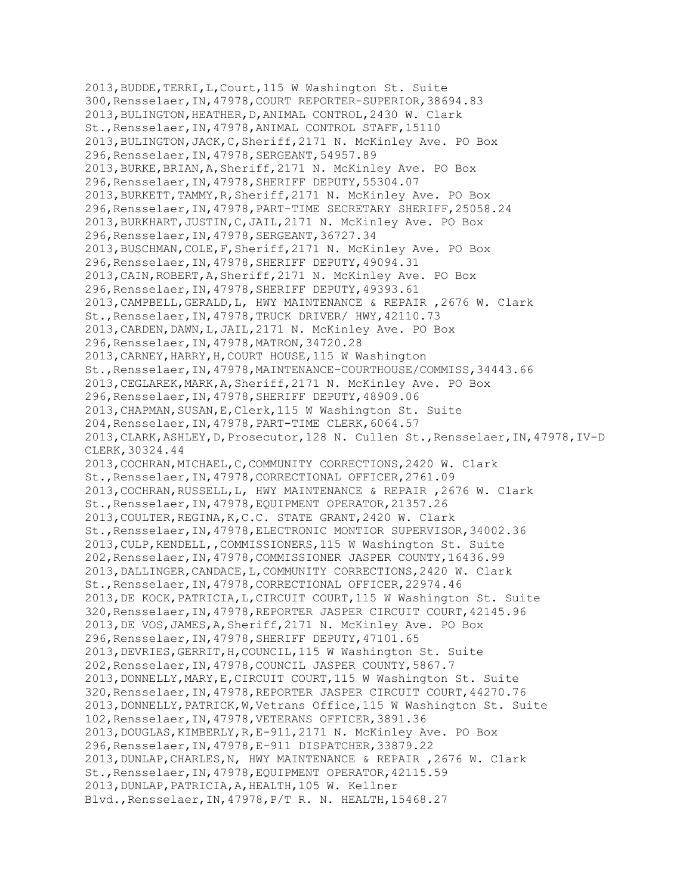2013,BUDDE,TERRI,L,Court,115 W Washington St. Suite 300,Rensselaer,IN,47978,COURT REPORTER-SUPERIOR,38694.83
2013,BULINGTON,HEATHER,D,ANIMAL CONTROL,2430 W. Clark St.,Rensselaer,IN,47978,ANIMAL CONTROL STAFF,15110
2013,BULINGTON,JACK,C,Sheriff,2171 N. McKinley Ave. PO Box 296,Rensselaer,IN,47978,SERGEANT,54957.89
2013,BURKE,BRIAN,A,Sheriff,2171 N. McKinley Ave. PO Box 296,Rensselaer,IN,47978,SHERIFF DEPUTY,55304.07
2013,BURKETT,TAMMY,R,Sheriff,2171 N. McKinley Ave. PO Box 296,Rensselaer,IN,47978,PART-TIME SECRETARY SHERIFF,25058.24
2013,BURKHART,JUSTIN,C,JAIL,2171 N. McKinley Ave. PO Box 296,Rensselaer,IN,47978,SERGEANT,36727.34
2013,BUSCHMAN,COLE,F,Sheriff,2171 N. McKinley Ave. PO Box 296,Rensselaer,IN,47978,SHERIFF DEPUTY,49094.31
2013,CAIN,ROBERT,A,Sheriff,2171 N. McKinley Ave. PO Box 296,Rensselaer,IN,47978,SHERIFF DEPUTY,49393.61
2013,CAMPBELL,GERALD,L, HWY MAINTENANCE & REPAIR ,2676 W. Clark St.,Rensselaer,IN,47978,TRUCK DRIVER/ HWY,42110.73
2013,CARDEN,DAWN,L,JAIL,2171 N. McKinley Ave. PO Box 296,Rensselaer,IN,47978,MATRON,34720.28
2013,CARNEY,HARRY,H,COURT HOUSE,115 W Washington St.,Rensselaer,IN,47978,MAINTENANCE-COURTHOUSE/COMMISS,34443.66
2013,CEGLAREK,MARK,A,Sheriff,2171 N. McKinley Ave. PO Box 296,Rensselaer,IN,47978,SHERIFF DEPUTY,48909.06
2013,CHAPMAN,SUSAN,E,Clerk,115 W Washington St. Suite 204,Rensselaer,IN,47978,PART-TIME CLERK,6064.57
2013,CLARK,ASHLEY,D,Prosecutor,128 N. Cullen St.,Rensselaer,IN,47978,IV-D CLERK,30324.44
2013,COCHRAN,MICHAEL,C,COMMUNITY CORRECTIONS,2420 W. Clark St.,Rensselaer,IN,47978,CORRECTIONAL OFFICER,2761.09
2013,COCHRAN,RUSSELL,L, HWY MAINTENANCE & REPAIR ,2676 W. Clark St.,Rensselaer,IN,47978,EQUIPMENT OPERATOR,21357.26
2013,COULTER,REGINA,K,C.C. STATE GRANT,2420 W. Clark St.,Rensselaer,IN,47978,ELECTRONIC MONTIOR SUPERVISOR,34002.36
2013,CULP,KENDELL,,COMMISSIONERS,115 W Washington St. Suite 202,Rensselaer,IN,47978,COMMISSIONER JASPER COUNTY,16436.99
2013,DALLINGER,CANDACE,L,COMMUNITY CORRECTIONS,2420 W. Clark St.,Rensselaer,IN,47978,CORRECTIONAL OFFICER,22974.46
2013,DE KOCK,PATRICIA,L,CIRCUIT COURT,115 W Washington St. Suite 320,Rensselaer,IN,47978,REPORTER JASPER CIRCUIT COURT,42145.96
2013,DE VOS,JAMES,A,Sheriff,2171 N. McKinley Ave. PO Box 296,Rensselaer,IN,47978,SHERIFF DEPUTY,47101.65
2013,DEVRIES,GERRIT,H,COUNCIL,115 W Washington St. Suite 202,Rensselaer,IN,47978,COUNCIL JASPER COUNTY,5867.7
2013,DONNELLY,MARY,E,CIRCUIT COURT,115 W Washington St. Suite 320,Rensselaer,IN,47978,REPORTER JASPER CIRCUIT COURT,44270.76
2013,DONNELLY,PATRICK,W,Vetrans Office,115 W Washington St. Suite 102,Rensselaer,IN,47978,VETERANS OFFICER,3891.36
2013,DOUGLAS,KIMBERLY,R,E-911,2171 N. McKinley Ave. PO Box 296,Rensselaer,IN,47978,E-911 DISPATCHER,33879.22
2013,DUNLAP,CHARLES,N, HWY MAINTENANCE & REPAIR ,2676 W. Clark St.,Rensselaer,IN,47978,EQUIPMENT OPERATOR,42115.59
2013,DUNLAP,PATRICIA,A,HEALTH,105 W. Kellner Blvd.,Rensselaer,IN,47978,P/T R. N. HEALTH,15468.27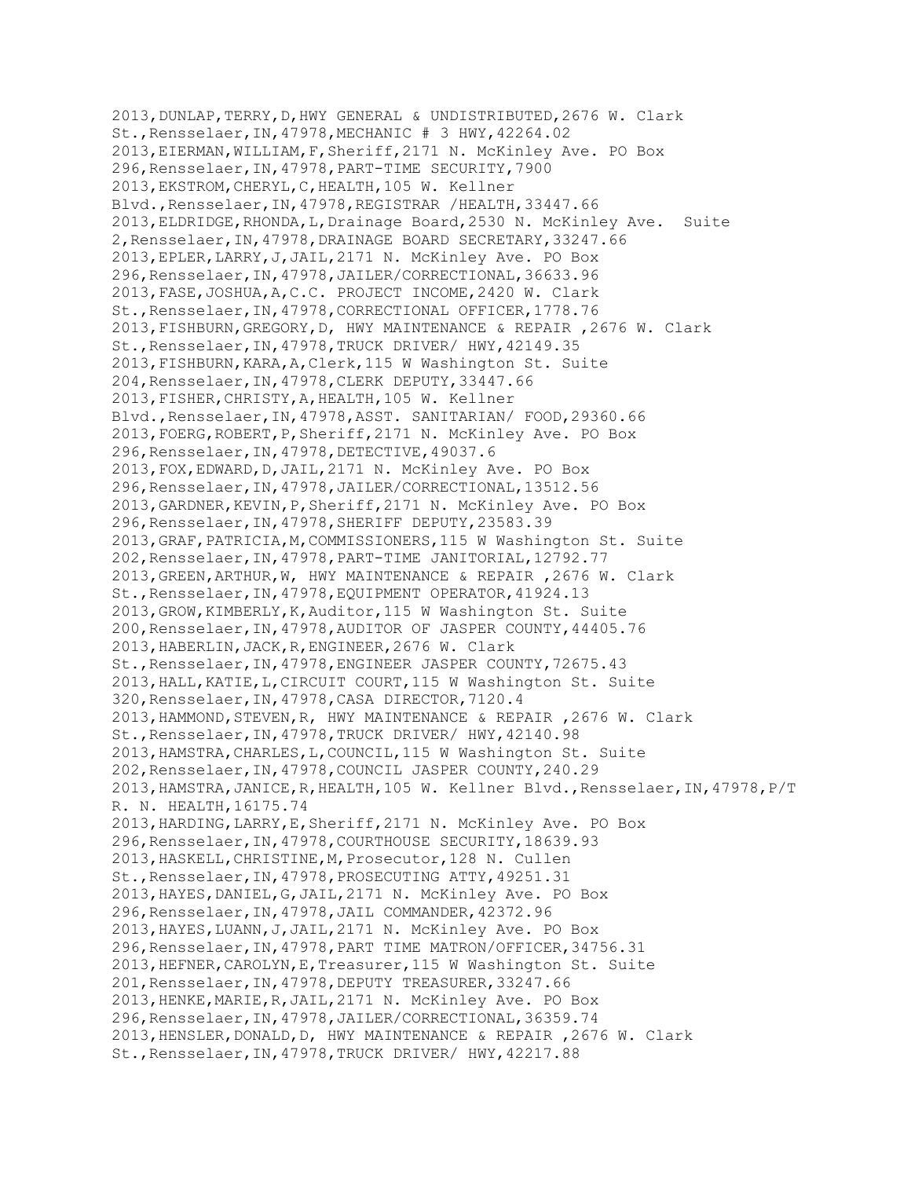2013,DUNLAP,TERRY,D,HWY GENERAL & UNDISTRIBUTED,2676 W. Clark St.,Rensselaer,IN,47978,MECHANIC # 3 HWY,42264.02
2013,EIERMAN,WILLIAM,F,Sheriff,2171 N. McKinley Ave. PO Box 296,Rensselaer,IN,47978,PART-TIME SECURITY,7900
2013,EKSTROM,CHERYL,C,HEALTH,105 W. Kellner Blvd.,Rensselaer,IN,47978,REGISTRAR /HEALTH,33447.66
2013,ELDRIDGE,RHONDA,L,Drainage Board,2530 N. McKinley Ave.  Suite 2,Rensselaer,IN,47978,DRAINAGE BOARD SECRETARY,33247.66
2013,EPLER,LARRY,J,JAIL,2171 N. McKinley Ave. PO Box 296,Rensselaer,IN,47978,JAILER/CORRECTIONAL,36633.96
2013,FASE,JOSHUA,A,C.C. PROJECT INCOME,2420 W. Clark St.,Rensselaer,IN,47978,CORRECTIONAL OFFICER,1778.76
2013,FISHBURN,GREGORY,D, HWY MAINTENANCE & REPAIR ,2676 W. Clark St.,Rensselaer,IN,47978,TRUCK DRIVER/ HWY,42149.35
2013,FISHBURN,KARA,A,Clerk,115 W Washington St. Suite 204,Rensselaer,IN,47978,CLERK DEPUTY,33447.66
2013,FISHER,CHRISTY,A,HEALTH,105 W. Kellner Blvd.,Rensselaer,IN,47978,ASST. SANITARIAN/ FOOD,29360.66
2013,FOERG,ROBERT,P,Sheriff,2171 N. McKinley Ave. PO Box 296,Rensselaer,IN,47978,DETECTIVE,49037.6
2013,FOX,EDWARD,D,JAIL,2171 N. McKinley Ave. PO Box 296,Rensselaer,IN,47978,JAILER/CORRECTIONAL,13512.56
2013,GARDNER,KEVIN,P,Sheriff,2171 N. McKinley Ave. PO Box 296,Rensselaer,IN,47978,SHERIFF DEPUTY,23583.39
2013,GRAF,PATRICIA,M,COMMISSIONERS,115 W Washington St. Suite 202,Rensselaer,IN,47978,PART-TIME JANITORIAL,12792.77
2013,GREEN,ARTHUR,W, HWY MAINTENANCE & REPAIR ,2676 W. Clark St.,Rensselaer,IN,47978,EQUIPMENT OPERATOR,41924.13
2013,GROW,KIMBERLY,K,Auditor,115 W Washington St. Suite 200,Rensselaer,IN,47978,AUDITOR OF JASPER COUNTY,44405.76
2013,HABERLIN,JACK,R,ENGINEER,2676 W. Clark St.,Rensselaer,IN,47978,ENGINEER JASPER COUNTY,72675.43
2013,HALL,KATIE,L,CIRCUIT COURT,115 W Washington St. Suite 320,Rensselaer,IN,47978,CASA DIRECTOR,7120.4
2013,HAMMOND,STEVEN,R, HWY MAINTENANCE & REPAIR ,2676 W. Clark St.,Rensselaer,IN,47978,TRUCK DRIVER/ HWY,42140.98
2013,HAMSTRA,CHARLES,L,COUNCIL,115 W Washington St. Suite 202,Rensselaer,IN,47978,COUNCIL JASPER COUNTY,240.29
2013,HAMSTRA,JANICE,R,HEALTH,105 W. Kellner Blvd.,Rensselaer,IN,47978,P/T R. N. HEALTH,16175.74
2013,HARDING,LARRY,E,Sheriff,2171 N. McKinley Ave. PO Box 296,Rensselaer,IN,47978,COURTHOUSE SECURITY,18639.93
2013,HASKELL,CHRISTINE,M,Prosecutor,128 N. Cullen St.,Rensselaer,IN,47978,PROSECUTING ATTY,49251.31
2013,HAYES,DANIEL,G,JAIL,2171 N. McKinley Ave. PO Box 296,Rensselaer,IN,47978,JAIL COMMANDER,42372.96
2013,HAYES,LUANN,J,JAIL,2171 N. McKinley Ave. PO Box 296,Rensselaer,IN,47978,PART TIME MATRON/OFFICER,34756.31
2013,HEFNER,CAROLYN,E,Treasurer,115 W Washington St. Suite 201,Rensselaer,IN,47978,DEPUTY TREASURER,33247.66
2013,HENKE,MARIE,R,JAIL,2171 N. McKinley Ave. PO Box 296,Rensselaer,IN,47978,JAILER/CORRECTIONAL,36359.74
2013,HENSLER,DONALD,D, HWY MAINTENANCE & REPAIR ,2676 W. Clark St.,Rensselaer,IN,47978,TRUCK DRIVER/ HWY,42217.88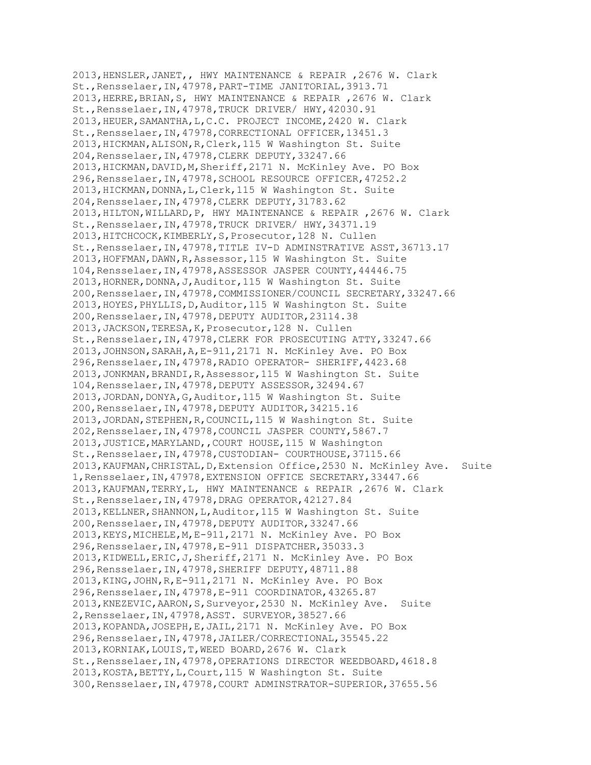```
2013,HENSLER,JANET,, HWY MAINTENANCE & REPAIR ,2676 W. Clark St.,Rensselaer,IN,47978,PART-TIME JANITORIAL,3913.71
2013,HERRE,BRIAN,S, HWY MAINTENANCE & REPAIR ,2676 W. Clark St.,Rensselaer,IN,47978,TRUCK DRIVER/ HWY,42030.91
2013,HEUER,SAMANTHA,L,C.C. PROJECT INCOME,2420 W. Clark St.,Rensselaer,IN,47978,CORRECTIONAL OFFICER,13451.3
2013,HICKMAN,ALISON,R,Clerk,115 W Washington St. Suite 204,Rensselaer,IN,47978,CLERK DEPUTY,33247.66
2013,HICKMAN,DAVID,M,Sheriff,2171 N. McKinley Ave. PO Box 296,Rensselaer,IN,47978,SCHOOL RESOURCE OFFICER,47252.2
2013,HICKMAN,DONNA,L,Clerk,115 W Washington St. Suite 204,Rensselaer,IN,47978,CLERK DEPUTY,31783.62
2013,HILTON,WILLARD,P, HWY MAINTENANCE & REPAIR ,2676 W. Clark St.,Rensselaer,IN,47978,TRUCK DRIVER/ HWY,34371.19
2013,HITCHCOCK,KIMBERLY,S,Prosecutor,128 N. Cullen St.,Rensselaer,IN,47978,TITLE IV-D ADMINSTRATIVE ASST,36713.17
2013,HOFFMAN,DAWN,R,Assessor,115 W Washington St. Suite 104,Rensselaer,IN,47978,ASSESSOR JASPER COUNTY,44446.75
2013,HORNER,DONNA,J,Auditor,115 W Washington St. Suite 200,Rensselaer,IN,47978,COMMISSIONER/COUNCIL SECRETARY,33247.66
2013,HOYES,PHYLLIS,D,Auditor,115 W Washington St. Suite 200,Rensselaer,IN,47978,DEPUTY AUDITOR,23114.38
2013,JACKSON,TERESA,K,Prosecutor,128 N. Cullen St.,Rensselaer,IN,47978,CLERK FOR PROSECUTING ATTY,33247.66
2013,JOHNSON,SARAH,A,E-911,2171 N. McKinley Ave. PO Box 296,Rensselaer,IN,47978,RADIO OPERATOR- SHERIFF,4423.68
2013,JONKMAN,BRANDI,R,Assessor,115 W Washington St. Suite 104,Rensselaer,IN,47978,DEPUTY ASSESSOR,32494.67
2013,JORDAN,DONYA,G,Auditor,115 W Washington St. Suite 200,Rensselaer,IN,47978,DEPUTY AUDITOR,34215.16
2013,JORDAN,STEPHEN,R,COUNCIL,115 W Washington St. Suite 202,Rensselaer,IN,47978,COUNCIL JASPER COUNTY,5867.7
2013,JUSTICE,MARYLAND,,COURT HOUSE,115 W Washington St.,Rensselaer,IN,47978,CUSTODIAN- COURTHOUSE,37115.66
2013,KAUFMAN,CHRISTAL,D,Extension Office,2530 N. McKinley Ave.  Suite 1,Rensselaer,IN,47978,EXTENSION OFFICE SECRETARY,33447.66
2013,KAUFMAN,TERRY,L, HWY MAINTENANCE & REPAIR ,2676 W. Clark St.,Rensselaer,IN,47978,DRAG OPERATOR,42127.84
2013,KELLNER,SHANNON,L,Auditor,115 W Washington St. Suite 200,Rensselaer,IN,47978,DEPUTY AUDITOR,33247.66
2013,KEYS,MICHELE,M,E-911,2171 N. McKinley Ave. PO Box 296,Rensselaer,IN,47978,E-911 DISPATCHER,35033.3
2013,KIDWELL,ERIC,J,Sheriff,2171 N. McKinley Ave. PO Box 296,Rensselaer,IN,47978,SHERIFF DEPUTY,48711.88
2013,KING,JOHN,R,E-911,2171 N. McKinley Ave. PO Box 296,Rensselaer,IN,47978,E-911 COORDINATOR,43265.87
2013,KNEZEVIC,AARON,S,Surveyor,2530 N. McKinley Ave.  Suite 2,Rensselaer,IN,47978,ASST. SURVEYOR,38527.66
2013,KOPANDA,JOSEPH,E,JAIL,2171 N. McKinley Ave. PO Box 296,Rensselaer,IN,47978,JAILER/CORRECTIONAL,35545.22
2013,KORNIAK,LOUIS,T,WEED BOARD,2676 W. Clark St.,Rensselaer,IN,47978,OPERATIONS DIRECTOR WEEDBOARD,4618.8
2013,KOSTA,BETTY,L,Court,115 W Washington St. Suite 300,Rensselaer,IN,47978,COURT ADMINSTRATOR-SUPERIOR,37655.56
```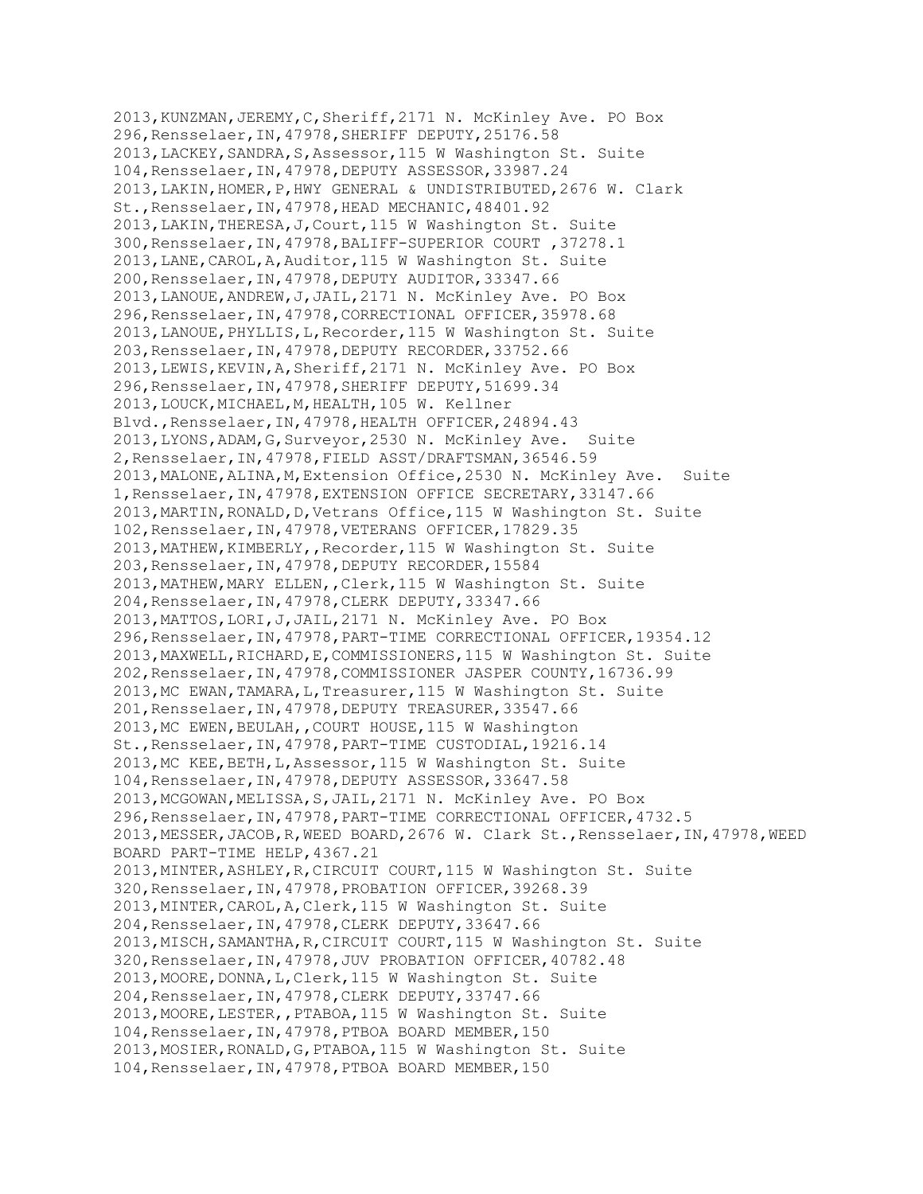2013,KUNZMAN,JEREMY,C,Sheriff,2171 N. McKinley Ave. PO Box 296,Rensselaer,IN,47978,SHERIFF DEPUTY,25176.58
2013,LACKEY,SANDRA,S,Assessor,115 W Washington St. Suite 104,Rensselaer,IN,47978,DEPUTY ASSESSOR,33987.24
2013,LAKIN,HOMER,P,HWY GENERAL & UNDISTRIBUTED,2676 W. Clark St.,Rensselaer,IN,47978,HEAD MECHANIC,48401.92
2013,LAKIN,THERESA,J,Court,115 W Washington St. Suite 300,Rensselaer,IN,47978,BALIFF-SUPERIOR COURT ,37278.1
2013,LANE,CAROL,A,Auditor,115 W Washington St. Suite 200,Rensselaer,IN,47978,DEPUTY AUDITOR,33347.66
2013,LANOUE,ANDREW,J,JAIL,2171 N. McKinley Ave. PO Box 296,Rensselaer,IN,47978,CORRECTIONAL OFFICER,35978.68
2013,LANOUE,PHYLLIS,L,Recorder,115 W Washington St. Suite 203,Rensselaer,IN,47978,DEPUTY RECORDER,33752.66
2013,LEWIS,KEVIN,A,Sheriff,2171 N. McKinley Ave. PO Box 296,Rensselaer,IN,47978,SHERIFF DEPUTY,51699.34
2013,LOUCK,MICHAEL,M,HEALTH,105 W. Kellner Blvd.,Rensselaer,IN,47978,HEALTH OFFICER,24894.43
2013,LYONS,ADAM,G,Surveyor,2530 N. McKinley Ave.  Suite 2,Rensselaer,IN,47978,FIELD ASST/DRAFTSMAN,36546.59
2013,MALONE,ALINA,M,Extension Office,2530 N. McKinley Ave.  Suite 1,Rensselaer,IN,47978,EXTENSION OFFICE SECRETARY,33147.66
2013,MARTIN,RONALD,D,Vetrans Office,115 W Washington St. Suite 102,Rensselaer,IN,47978,VETERANS OFFICER,17829.35
2013,MATHEW,KIMBERLY,,Recorder,115 W Washington St. Suite 203,Rensselaer,IN,47978,DEPUTY RECORDER,15584
2013,MATHEW,MARY ELLEN,,Clerk,115 W Washington St. Suite 204,Rensselaer,IN,47978,CLERK DEPUTY,33347.66
2013,MATTOS,LORI,J,JAIL,2171 N. McKinley Ave. PO Box 296,Rensselaer,IN,47978,PART-TIME CORRECTIONAL OFFICER,19354.12
2013,MAXWELL,RICHARD,E,COMMISSIONERS,115 W Washington St. Suite 202,Rensselaer,IN,47978,COMMISSIONER JASPER COUNTY,16736.99
2013,MC EWAN,TAMARA,L,Treasurer,115 W Washington St. Suite 201,Rensselaer,IN,47978,DEPUTY TREASURER,33547.66
2013,MC EWEN,BEULAH,,COURT HOUSE,115 W Washington St.,Rensselaer,IN,47978,PART-TIME CUSTODIAL,19216.14
2013,MC KEE,BETH,L,Assessor,115 W Washington St. Suite 104,Rensselaer,IN,47978,DEPUTY ASSESSOR,33647.58
2013,MCGOWAN,MELISSA,S,JAIL,2171 N. McKinley Ave. PO Box 296,Rensselaer,IN,47978,PART-TIME CORRECTIONAL OFFICER,4732.5
2013,MESSER,JACOB,R,WEED BOARD,2676 W. Clark St.,Rensselaer,IN,47978,WEED BOARD PART-TIME HELP,4367.21
2013,MINTER,ASHLEY,R,CIRCUIT COURT,115 W Washington St. Suite 320,Rensselaer,IN,47978,PROBATION OFFICER,39268.39
2013,MINTER,CAROL,A,Clerk,115 W Washington St. Suite 204,Rensselaer,IN,47978,CLERK DEPUTY,33647.66
2013,MISCH,SAMANTHA,R,CIRCUIT COURT,115 W Washington St. Suite 320,Rensselaer,IN,47978,JUV PROBATION OFFICER,40782.48
2013,MOORE,DONNA,L,Clerk,115 W Washington St. Suite 204,Rensselaer,IN,47978,CLERK DEPUTY,33747.66
2013,MOORE,LESTER,,PTABOA,115 W Washington St. Suite 104,Rensselaer,IN,47978,PTBOA BOARD MEMBER,150
2013,MOSIER,RONALD,G,PTABOA,115 W Washington St. Suite 104,Rensselaer,IN,47978,PTBOA BOARD MEMBER,150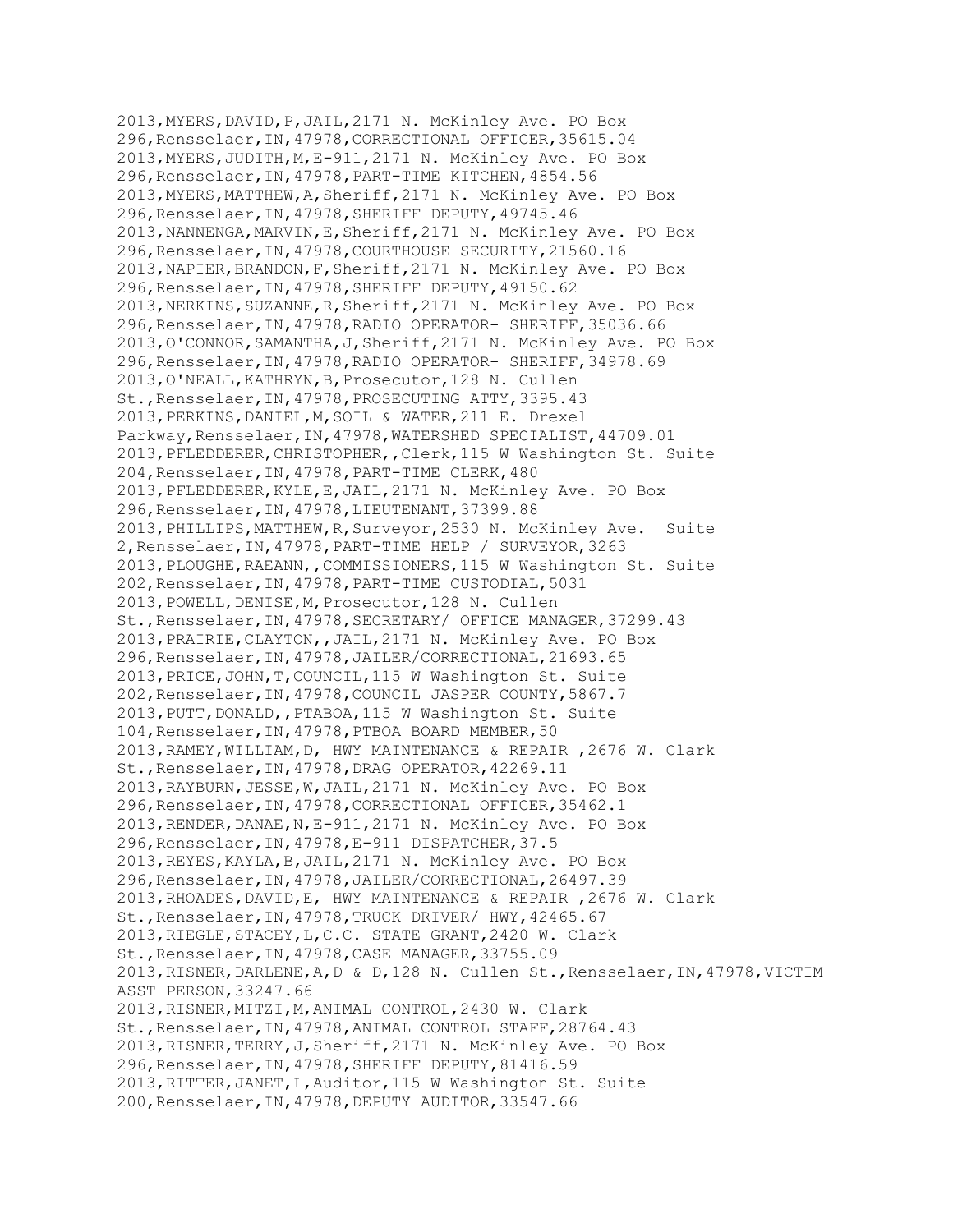2013,MYERS,DAVID,P,JAIL,2171 N. McKinley Ave. PO Box 296,Rensselaer,IN,47978,CORRECTIONAL OFFICER,35615.04
2013,MYERS,JUDITH,M,E-911,2171 N. McKinley Ave. PO Box 296,Rensselaer,IN,47978,PART-TIME KITCHEN,4854.56
2013,MYERS,MATTHEW,A,Sheriff,2171 N. McKinley Ave. PO Box 296,Rensselaer,IN,47978,SHERIFF DEPUTY,49745.46
2013,NANNENGA,MARVIN,E,Sheriff,2171 N. McKinley Ave. PO Box 296,Rensselaer,IN,47978,COURTHOUSE SECURITY,21560.16
2013,NAPIER,BRANDON,F,Sheriff,2171 N. McKinley Ave. PO Box 296,Rensselaer,IN,47978,SHERIFF DEPUTY,49150.62
2013,NERKINS,SUZANNE,R,Sheriff,2171 N. McKinley Ave. PO Box 296,Rensselaer,IN,47978,RADIO OPERATOR- SHERIFF,35036.66
2013,O'CONNOR,SAMANTHA,J,Sheriff,2171 N. McKinley Ave. PO Box 296,Rensselaer,IN,47978,RADIO OPERATOR- SHERIFF,34978.69
2013,O'NEALL,KATHRYN,B,Prosecutor,128 N. Cullen St.,Rensselaer,IN,47978,PROSECUTING ATTY,3395.43
2013,PERKINS,DANIEL,M,SOIL & WATER,211 E. Drexel Parkway,Rensselaer,IN,47978,WATERSHED SPECIALIST,44709.01
2013,PFLEDDERER,CHRISTOPHER,,Clerk,115 W Washington St. Suite 204,Rensselaer,IN,47978,PART-TIME CLERK,480
2013,PFLEDDERER,KYLE,E,JAIL,2171 N. McKinley Ave. PO Box 296,Rensselaer,IN,47978,LIEUTENANT,37399.88
2013,PHILLIPS,MATTHEW,R,Surveyor,2530 N. McKinley Ave.  Suite 2,Rensselaer,IN,47978,PART-TIME HELP / SURVEYOR,3263
2013,PLOUGHE,RAEANN,,COMMISSIONERS,115 W Washington St. Suite 202,Rensselaer,IN,47978,PART-TIME CUSTODIAL,5031
2013,POWELL,DENISE,M,Prosecutor,128 N. Cullen St.,Rensselaer,IN,47978,SECRETARY/ OFFICE MANAGER,37299.43
2013,PRAIRIE,CLAYTON,,JAIL,2171 N. McKinley Ave. PO Box 296,Rensselaer,IN,47978,JAILER/CORRECTIONAL,21693.65
2013,PRICE,JOHN,T,COUNCIL,115 W Washington St. Suite 202,Rensselaer,IN,47978,COUNCIL JASPER COUNTY,5867.7
2013,PUTT,DONALD,,PTABOA,115 W Washington St. Suite 104,Rensselaer,IN,47978,PTBOA BOARD MEMBER,50
2013,RAMEY,WILLIAM,D, HWY MAINTENANCE & REPAIR ,2676 W. Clark St.,Rensselaer,IN,47978,DRAG OPERATOR,42269.11
2013,RAYBURN,JESSE,W,JAIL,2171 N. McKinley Ave. PO Box 296,Rensselaer,IN,47978,CORRECTIONAL OFFICER,35462.1
2013,RENDER,DANAE,N,E-911,2171 N. McKinley Ave. PO Box 296,Rensselaer,IN,47978,E-911 DISPATCHER,37.5
2013,REYES,KAYLA,B,JAIL,2171 N. McKinley Ave. PO Box 296,Rensselaer,IN,47978,JAILER/CORRECTIONAL,26497.39
2013,RHOADES,DAVID,E, HWY MAINTENANCE & REPAIR ,2676 W. Clark St.,Rensselaer,IN,47978,TRUCK DRIVER/ HWY,42465.67
2013,RIEGLE,STACEY,L,C.C. STATE GRANT,2420 W. Clark St.,Rensselaer,IN,47978,CASE MANAGER,33755.09
2013,RISNER,DARLENE,A,D & D,128 N. Cullen St.,Rensselaer,IN,47978,VICTIM ASST PERSON,33247.66
2013,RISNER,MITZI,M,ANIMAL CONTROL,2430 W. Clark St.,Rensselaer,IN,47978,ANIMAL CONTROL STAFF,28764.43
2013,RISNER,TERRY,J,Sheriff,2171 N. McKinley Ave. PO Box 296,Rensselaer,IN,47978,SHERIFF DEPUTY,81416.59
2013,RITTER,JANET,L,Auditor,115 W Washington St. Suite 200,Rensselaer,IN,47978,DEPUTY AUDITOR,33547.66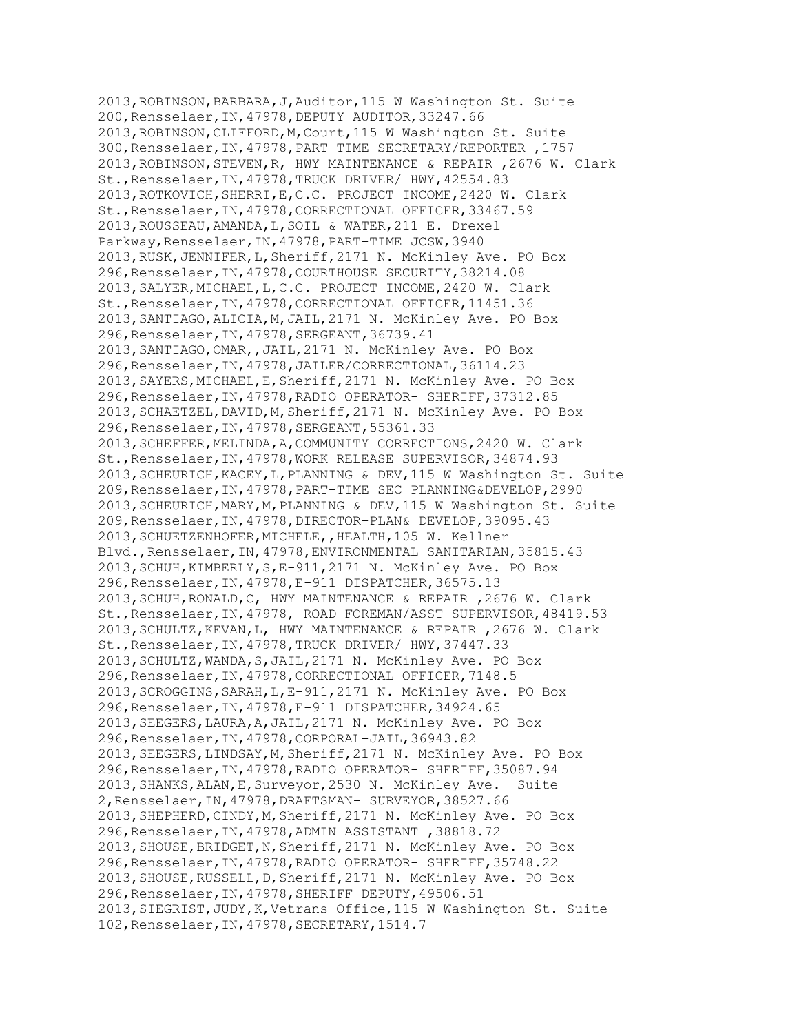2013,ROBINSON,BARBARA,J,Auditor,115 W Washington St. Suite 200,Rensselaer,IN,47978,DEPUTY AUDITOR,33247.66
2013,ROBINSON,CLIFFORD,M,Court,115 W Washington St. Suite 300,Rensselaer,IN,47978,PART TIME SECRETARY/REPORTER ,1757
2013,ROBINSON,STEVEN,R, HWY MAINTENANCE & REPAIR ,2676 W. Clark St.,Rensselaer,IN,47978,TRUCK DRIVER/ HWY,42554.83
2013,ROTKOVICH,SHERRI,E,C.C. PROJECT INCOME,2420 W. Clark St.,Rensselaer,IN,47978,CORRECTIONAL OFFICER,33467.59
2013,ROUSSEAU,AMANDA,L,SOIL & WATER,211 E. Drexel Parkway,Rensselaer,IN,47978,PART-TIME JCSW,3940
2013,RUSK,JENNIFER,L,Sheriff,2171 N. McKinley Ave. PO Box 296,Rensselaer,IN,47978,COURTHOUSE SECURITY,38214.08
2013,SALYER,MICHAEL,L,C.C. PROJECT INCOME,2420 W. Clark St.,Rensselaer,IN,47978,CORRECTIONAL OFFICER,11451.36
2013,SANTIAGO,ALICIA,M,JAIL,2171 N. McKinley Ave. PO Box 296,Rensselaer,IN,47978,SERGEANT,36739.41
2013,SANTIAGO,OMAR,,JAIL,2171 N. McKinley Ave. PO Box 296,Rensselaer,IN,47978,JAILER/CORRECTIONAL,36114.23
2013,SAYERS,MICHAEL,E,Sheriff,2171 N. McKinley Ave. PO Box 296,Rensselaer,IN,47978,RADIO OPERATOR- SHERIFF,37312.85
2013,SCHAETZEL,DAVID,M,Sheriff,2171 N. McKinley Ave. PO Box 296,Rensselaer,IN,47978,SERGEANT,55361.33
2013,SCHEFFER,MELINDA,A,COMMUNITY CORRECTIONS,2420 W. Clark St.,Rensselaer,IN,47978,WORK RELEASE SUPERVISOR,34874.93
2013,SCHEURICH,KACEY,L,PLANNING & DEV,115 W Washington St. Suite 209,Rensselaer,IN,47978,PART-TIME SEC PLANNING&DEVELOP,2990
2013,SCHEURICH,MARY,M,PLANNING & DEV,115 W Washington St. Suite 209,Rensselaer,IN,47978,DIRECTOR-PLAN& DEVELOP,39095.43
2013,SCHUETZENHOFER,MICHELE,,HEALTH,105 W. Kellner Blvd.,Rensselaer,IN,47978,ENVIRONMENTAL SANITARIAN,35815.43
2013,SCHUH,KIMBERLY,S,E-911,2171 N. McKinley Ave. PO Box 296,Rensselaer,IN,47978,E-911 DISPATCHER,36575.13
2013,SCHUH,RONALD,C, HWY MAINTENANCE & REPAIR ,2676 W. Clark St.,Rensselaer,IN,47978, ROAD FOREMAN/ASST SUPERVISOR,48419.53
2013,SCHULTZ,KEVAN,L, HWY MAINTENANCE & REPAIR ,2676 W. Clark St.,Rensselaer,IN,47978,TRUCK DRIVER/ HWY,37447.33
2013,SCHULTZ,WANDA,S,JAIL,2171 N. McKinley Ave. PO Box 296,Rensselaer,IN,47978,CORRECTIONAL OFFICER,7148.5
2013,SCROGGINS,SARAH,L,E-911,2171 N. McKinley Ave. PO Box 296,Rensselaer,IN,47978,E-911 DISPATCHER,34924.65
2013,SEEGERS,LAURA,A,JAIL,2171 N. McKinley Ave. PO Box 296,Rensselaer,IN,47978,CORPORAL-JAIL,36943.82
2013,SEEGERS,LINDSAY,M,Sheriff,2171 N. McKinley Ave. PO Box 296,Rensselaer,IN,47978,RADIO OPERATOR- SHERIFF,35087.94
2013,SHANKS,ALAN,E,Surveyor,2530 N. McKinley Ave.  Suite 2,Rensselaer,IN,47978,DRAFTSMAN- SURVEYOR,38527.66
2013,SHEPHERD,CINDY,M,Sheriff,2171 N. McKinley Ave. PO Box 296,Rensselaer,IN,47978,ADMIN ASSISTANT ,38818.72
2013,SHOUSE,BRIDGET,N,Sheriff,2171 N. McKinley Ave. PO Box 296,Rensselaer,IN,47978,RADIO OPERATOR- SHERIFF,35748.22
2013,SHOUSE,RUSSELL,D,Sheriff,2171 N. McKinley Ave. PO Box 296,Rensselaer,IN,47978,SHERIFF DEPUTY,49506.51
2013,SIEGRIST,JUDY,K,Vetrans Office,115 W Washington St. Suite 102,Rensselaer,IN,47978,SECRETARY,1514.7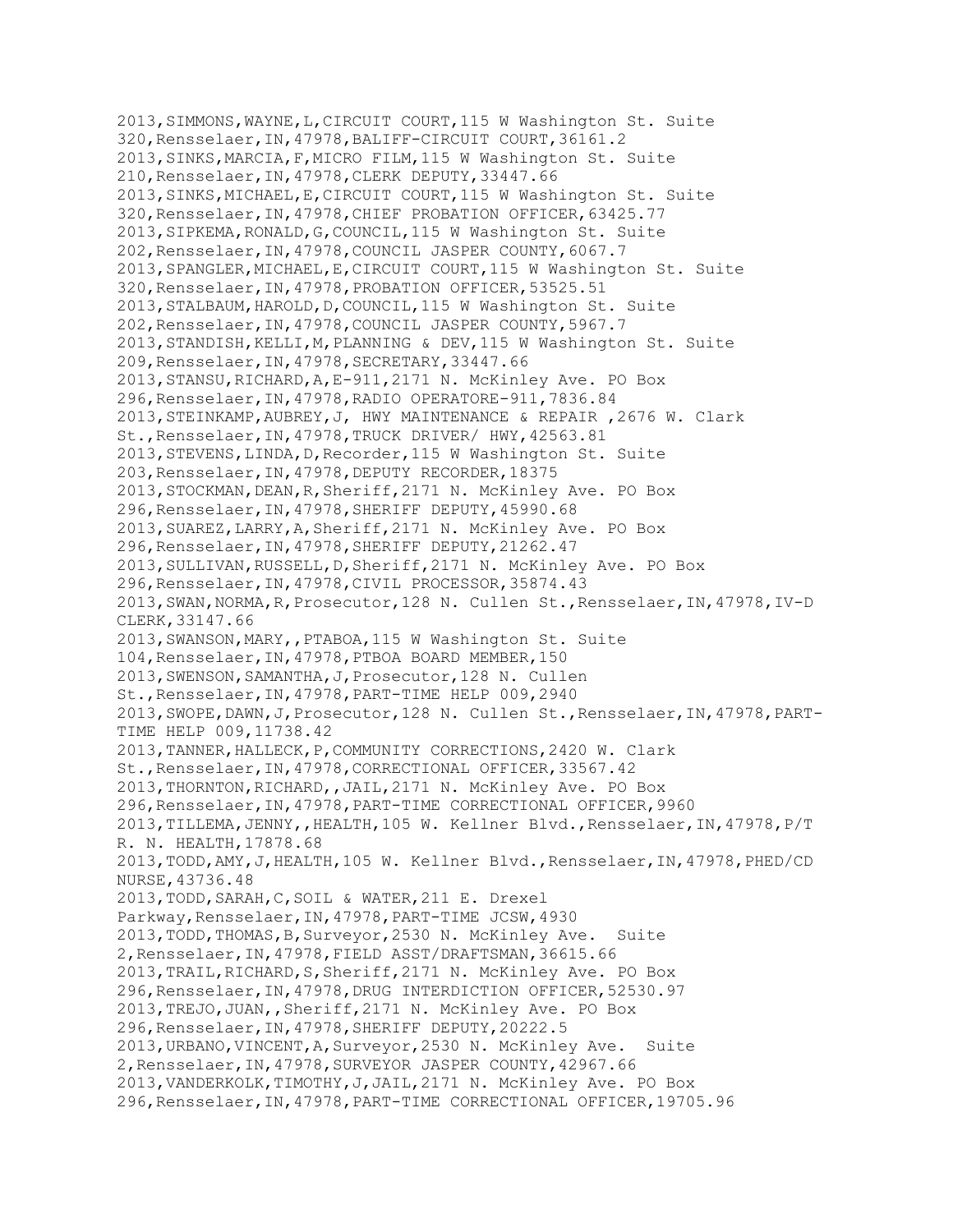2013,SIMMONS,WAYNE,L,CIRCUIT COURT,115 W Washington St. Suite 320,Rensselaer,IN,47978,BALIFF-CIRCUIT COURT,36161.2
2013,SINKS,MARCIA,F,MICRO FILM,115 W Washington St. Suite 210,Rensselaer,IN,47978,CLERK DEPUTY,33447.66
2013,SINKS,MICHAEL,E,CIRCUIT COURT,115 W Washington St. Suite 320,Rensselaer,IN,47978,CHIEF PROBATION OFFICER,63425.77
2013,SIPKEMA,RONALD,G,COUNCIL,115 W Washington St. Suite 202,Rensselaer,IN,47978,COUNCIL JASPER COUNTY,6067.7
2013,SPANGLER,MICHAEL,E,CIRCUIT COURT,115 W Washington St. Suite 320,Rensselaer,IN,47978,PROBATION OFFICER,53525.51
2013,STALBAUM,HAROLD,D,COUNCIL,115 W Washington St. Suite 202,Rensselaer,IN,47978,COUNCIL JASPER COUNTY,5967.7
2013,STANDISH,KELLI,M,PLANNING & DEV,115 W Washington St. Suite 209,Rensselaer,IN,47978,SECRETARY,33447.66
2013,STANSU,RICHARD,A,E-911,2171 N. McKinley Ave. PO Box 296,Rensselaer,IN,47978,RADIO OPERATORE-911,7836.84
2013,STEINKAMP,AUBREY,J, HWY MAINTENANCE & REPAIR ,2676 W. Clark St.,Rensselaer,IN,47978,TRUCK DRIVER/ HWY,42563.81
2013,STEVENS,LINDA,D,Recorder,115 W Washington St. Suite 203,Rensselaer,IN,47978,DEPUTY RECORDER,18375
2013,STOCKMAN,DEAN,R,Sheriff,2171 N. McKinley Ave. PO Box 296,Rensselaer,IN,47978,SHERIFF DEPUTY,45990.68
2013,SUAREZ,LARRY,A,Sheriff,2171 N. McKinley Ave. PO Box 296,Rensselaer,IN,47978,SHERIFF DEPUTY,21262.47
2013,SULLIVAN,RUSSELL,D,Sheriff,2171 N. McKinley Ave. PO Box 296,Rensselaer,IN,47978,CIVIL PROCESSOR,35874.43
2013,SWAN,NORMA,R,Prosecutor,128 N. Cullen St.,Rensselaer,IN,47978,IV-D CLERK,33147.66
2013,SWANSON,MARY,,PTABOA,115 W Washington St. Suite 104,Rensselaer,IN,47978,PTBOA BOARD MEMBER,150
2013,SWENSON,SAMANTHA,J,Prosecutor,128 N. Cullen St.,Rensselaer,IN,47978,PART-TIME HELP 009,2940
2013,SWOPE,DAWN,J,Prosecutor,128 N. Cullen St.,Rensselaer,IN,47978,PART-TIME HELP 009,11738.42
2013,TANNER,HALLECK,P,COMMUNITY CORRECTIONS,2420 W. Clark St.,Rensselaer,IN,47978,CORRECTIONAL OFFICER,33567.42
2013,THORNTON,RICHARD,,JAIL,2171 N. McKinley Ave. PO Box 296,Rensselaer,IN,47978,PART-TIME CORRECTIONAL OFFICER,9960
2013,TILLEMA,JENNY,,HEALTH,105 W. Kellner Blvd.,Rensselaer,IN,47978,P/T R. N. HEALTH,17878.68
2013,TODD,AMY,J,HEALTH,105 W. Kellner Blvd.,Rensselaer,IN,47978,PHED/CD NURSE,43736.48
2013,TODD,SARAH,C,SOIL & WATER,211 E. Drexel Parkway,Rensselaer,IN,47978,PART-TIME JCSW,4930
2013,TODD,THOMAS,B,Surveyor,2530 N. McKinley Ave.  Suite 2,Rensselaer,IN,47978,FIELD ASST/DRAFTSMAN,36615.66
2013,TRAIL,RICHARD,S,Sheriff,2171 N. McKinley Ave. PO Box 296,Rensselaer,IN,47978,DRUG INTERDICTION OFFICER,52530.97
2013,TREJO,JUAN,,Sheriff,2171 N. McKinley Ave. PO Box 296,Rensselaer,IN,47978,SHERIFF DEPUTY,20222.5
2013,URBANO,VINCENT,A,Surveyor,2530 N. McKinley Ave.  Suite 2,Rensselaer,IN,47978,SURVEYOR JASPER COUNTY,42967.66
2013,VANDERKOLK,TIMOTHY,J,JAIL,2171 N. McKinley Ave. PO Box 296,Rensselaer,IN,47978,PART-TIME CORRECTIONAL OFFICER,19705.96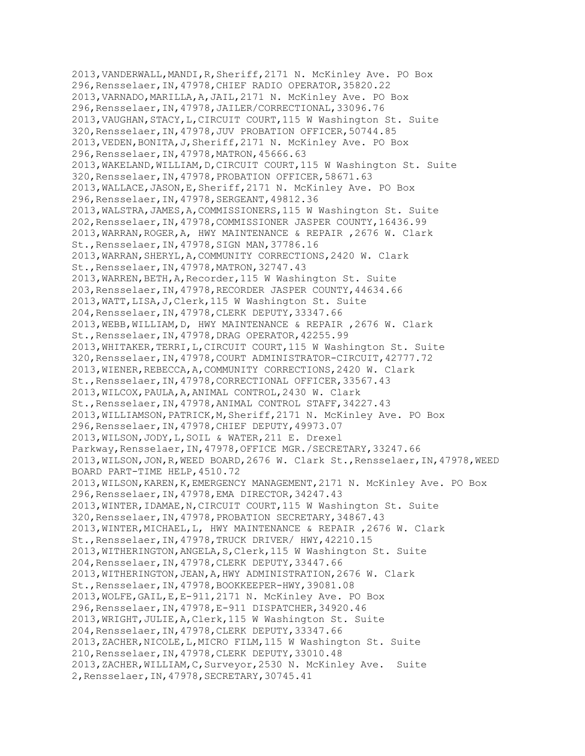2013,VANDERWALL,MANDI,R,Sheriff,2171 N. McKinley Ave. PO Box 296,Rensselaer,IN,47978,CHIEF RADIO OPERATOR,35820.22
2013,VARNADO,MARILLA,A,JAIL,2171 N. McKinley Ave. PO Box 296,Rensselaer,IN,47978,JAILER/CORRECTIONAL,33096.76
2013,VAUGHAN,STACY,L,CIRCUIT COURT,115 W Washington St. Suite 320,Rensselaer,IN,47978,JUV PROBATION OFFICER,50744.85
2013,VEDEN,BONITA,J,Sheriff,2171 N. McKinley Ave. PO Box 296,Rensselaer,IN,47978,MATRON,45666.63
2013,WAKELAND,WILLIAM,D,CIRCUIT COURT,115 W Washington St. Suite 320,Rensselaer,IN,47978,PROBATION OFFICER,58671.63
2013,WALLACE,JASON,E,Sheriff,2171 N. McKinley Ave. PO Box 296,Rensselaer,IN,47978,SERGEANT,49812.36
2013,WALSTRA,JAMES,A,COMMISSIONERS,115 W Washington St. Suite 202,Rensselaer,IN,47978,COMMISSIONER JASPER COUNTY,16436.99
2013,WARRAN,ROGER,A, HWY MAINTENANCE & REPAIR ,2676 W. Clark St.,Rensselaer,IN,47978,SIGN MAN,37786.16
2013,WARRAN,SHERYL,A,COMMUNITY CORRECTIONS,2420 W. Clark St.,Rensselaer,IN,47978,MATRON,32747.43
2013,WARREN,BETH,A,Recorder,115 W Washington St. Suite 203,Rensselaer,IN,47978,RECORDER JASPER COUNTY,44634.66
2013,WATT,LISA,J,Clerk,115 W Washington St. Suite 204,Rensselaer,IN,47978,CLERK DEPUTY,33347.66
2013,WEBB,WILLIAM,D, HWY MAINTENANCE & REPAIR ,2676 W. Clark St.,Rensselaer,IN,47978,DRAG OPERATOR,42255.99
2013,WHITAKER,TERRI,L,CIRCUIT COURT,115 W Washington St. Suite 320,Rensselaer,IN,47978,COURT ADMINISTRATOR-CIRCUIT,42777.72
2013,WIENER,REBECCA,A,COMMUNITY CORRECTIONS,2420 W. Clark St.,Rensselaer,IN,47978,CORRECTIONAL OFFICER,33567.43
2013,WILCOX,PAULA,A,ANIMAL CONTROL,2430 W. Clark St.,Rensselaer,IN,47978,ANIMAL CONTROL STAFF,34227.43
2013,WILLIAMSON,PATRICK,M,Sheriff,2171 N. McKinley Ave. PO Box 296,Rensselaer,IN,47978,CHIEF DEPUTY,49973.07
2013,WILSON,JODY,L,SOIL & WATER,211 E. Drexel Parkway,Rensselaer,IN,47978,OFFICE MGR./SECRETARY,33247.66
2013,WILSON,JON,R,WEED BOARD,2676 W. Clark St.,Rensselaer,IN,47978,WEED BOARD PART-TIME HELP,4510.72
2013,WILSON,KAREN,K,EMERGENCY MANAGEMENT,2171 N. McKinley Ave. PO Box 296,Rensselaer,IN,47978,EMA DIRECTOR,34247.43
2013,WINTER,IDAMAE,N,CIRCUIT COURT,115 W Washington St. Suite 320,Rensselaer,IN,47978,PROBATION SECRETARY,34867.43
2013,WINTER,MICHAEL,L, HWY MAINTENANCE & REPAIR ,2676 W. Clark St.,Rensselaer,IN,47978,TRUCK DRIVER/ HWY,42210.15
2013,WITHERINGTON,ANGELA,S,Clerk,115 W Washington St. Suite 204,Rensselaer,IN,47978,CLERK DEPUTY,33447.66
2013,WITHERINGTON,JEAN,A,HWY ADMINISTRATION,2676 W. Clark St.,Rensselaer,IN,47978,BOOKKEEPER-HWY,39081.08
2013,WOLFE,GAIL,E,E-911,2171 N. McKinley Ave. PO Box 296,Rensselaer,IN,47978,E-911 DISPATCHER,34920.46
2013,WRIGHT,JULIE,A,Clerk,115 W Washington St. Suite 204,Rensselaer,IN,47978,CLERK DEPUTY,33347.66
2013,ZACHER,NICOLE,L,MICRO FILM,115 W Washington St. Suite 210,Rensselaer,IN,47978,CLERK DEPUTY,33010.48
2013,ZACHER,WILLIAM,C,Surveyor,2530 N. McKinley Ave. Suite 2,Rensselaer,IN,47978,SECRETARY,30745.41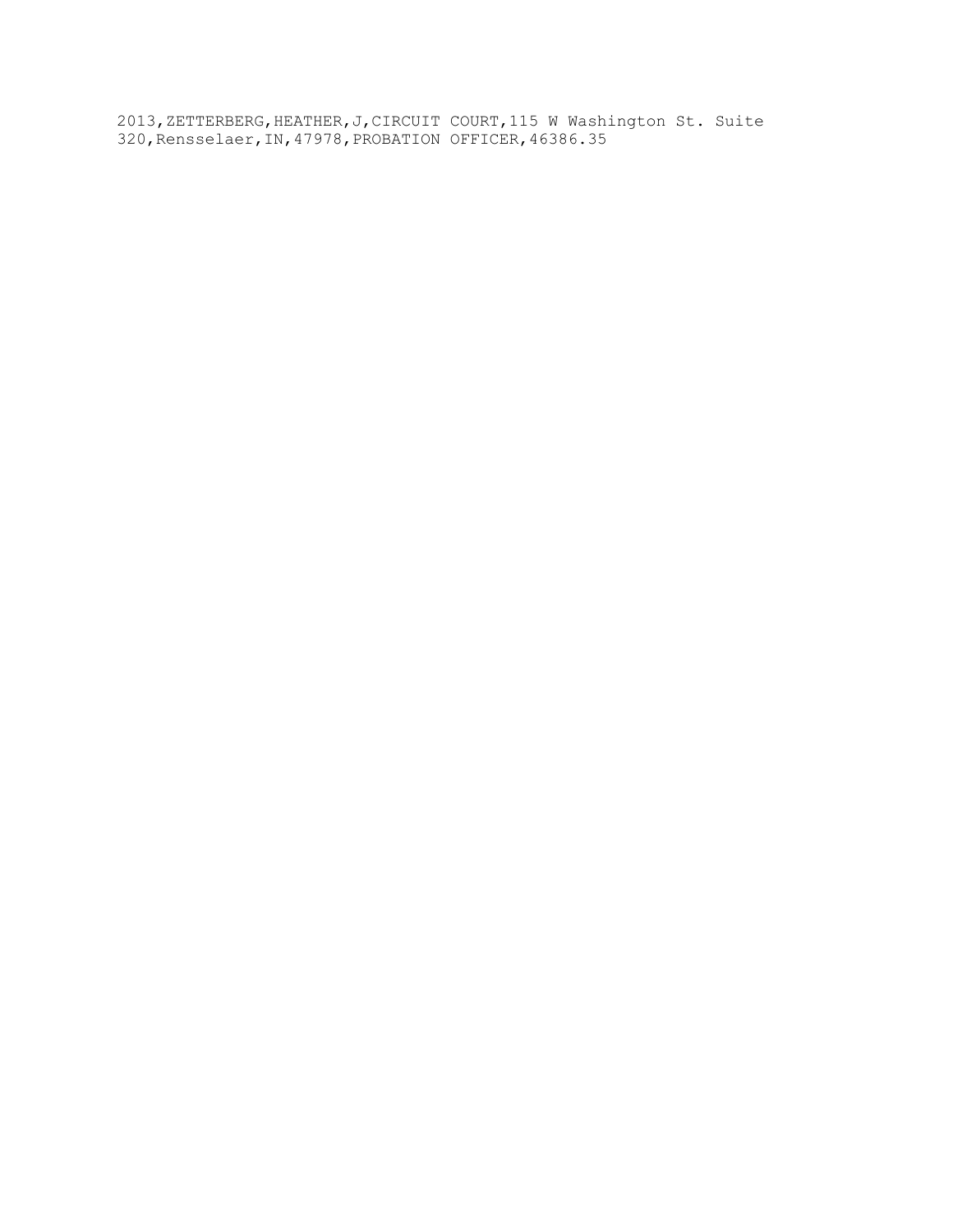2013,ZETTERBERG,HEATHER,J,CIRCUIT COURT,115 W Washington St. Suite 320,Rensselaer,IN,47978,PROBATION OFFICER,46386.35